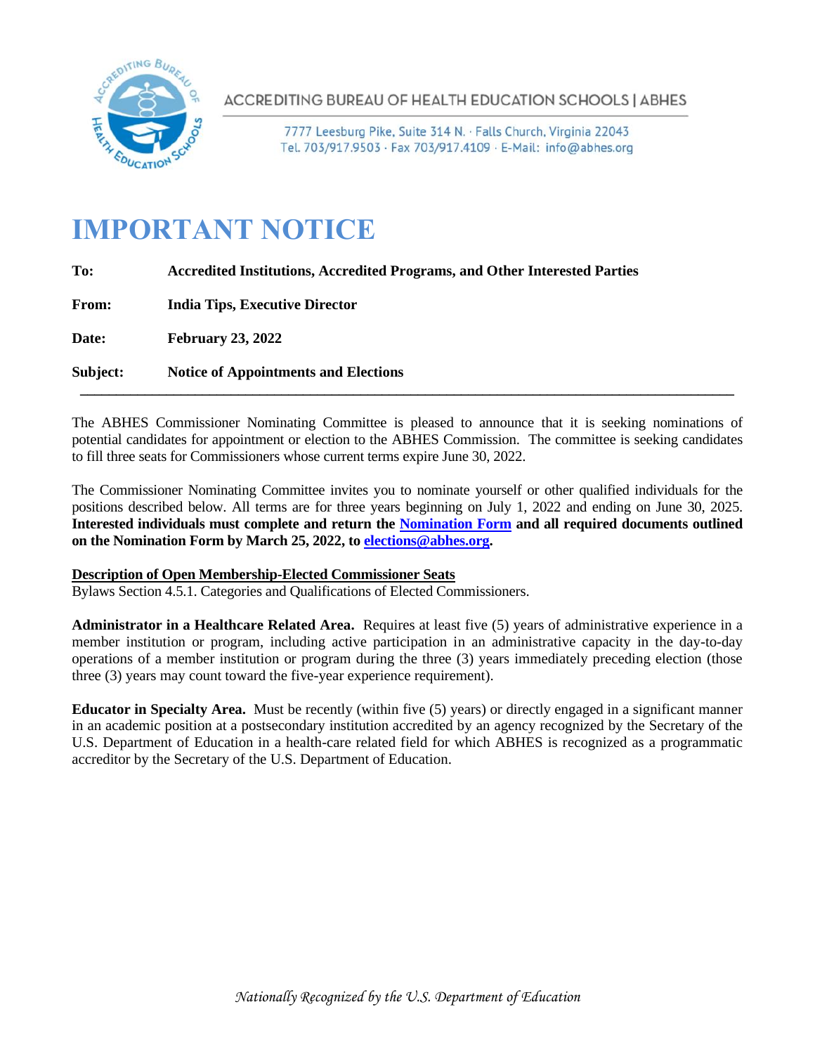ACCREDITING BUREAU OF HEALTH EDUCATION SCHOOLS | ABHES

7777 Leesburg Pike, Suite 314 N. · Falls Church, Virginia 22043
Tel. 703/917.9503 · Fax 703/917.4109 · E-Mail: info@abhes.org

# IMPORTANT NOTICE

**To:** **Accredited Institutions, Accredited Programs, and Other Interested Parties**

**From:** **India Tips, Executive Director**

**Date:** **February 23, 2022**

**Subject:** **Notice of Appointments and Elections**

---

The ABHES Commissioner Nominating Committee is pleased to announce that it is seeking nominations of potential candidates for appointment or election to the ABHES Commission. The committee is seeking candidates to fill three seats for Commissioners whose current terms expire June 30, 2022.

The Commissioner Nominating Committee invites you to nominate yourself or other qualified individuals for the positions described below. All terms are for three years beginning on July 1, 2022 and ending on June 30, 2025. **Interested individuals must complete and return the Nomination Form and all required documents outlined on the Nomination Form by March 25, 2022, to elections@abhes.org.**

**Description of Open Membership-Elected Commissioner Seats**
Bylaws Section 4.5.1. Categories and Qualifications of Elected Commissioners.

**Administrator in a Healthcare Related Area.** Requires at least five (5) years of administrative experience in a member institution or program, including active participation in an administrative capacity in the day-to-day operations of a member institution or program during the three (3) years immediately preceding election (those three (3) years may count toward the five-year experience requirement).

**Educator in Specialty Area.** Must be recently (within five (5) years) or directly engaged in a significant manner in an academic position at a postsecondary institution accredited by an agency recognized by the Secretary of the U.S. Department of Education in a health-care related field for which ABHES is recognized as a programmatic accreditor by the Secretary of the U.S. Department of Education.

*Nationally Recognized by the U.S. Department of Education*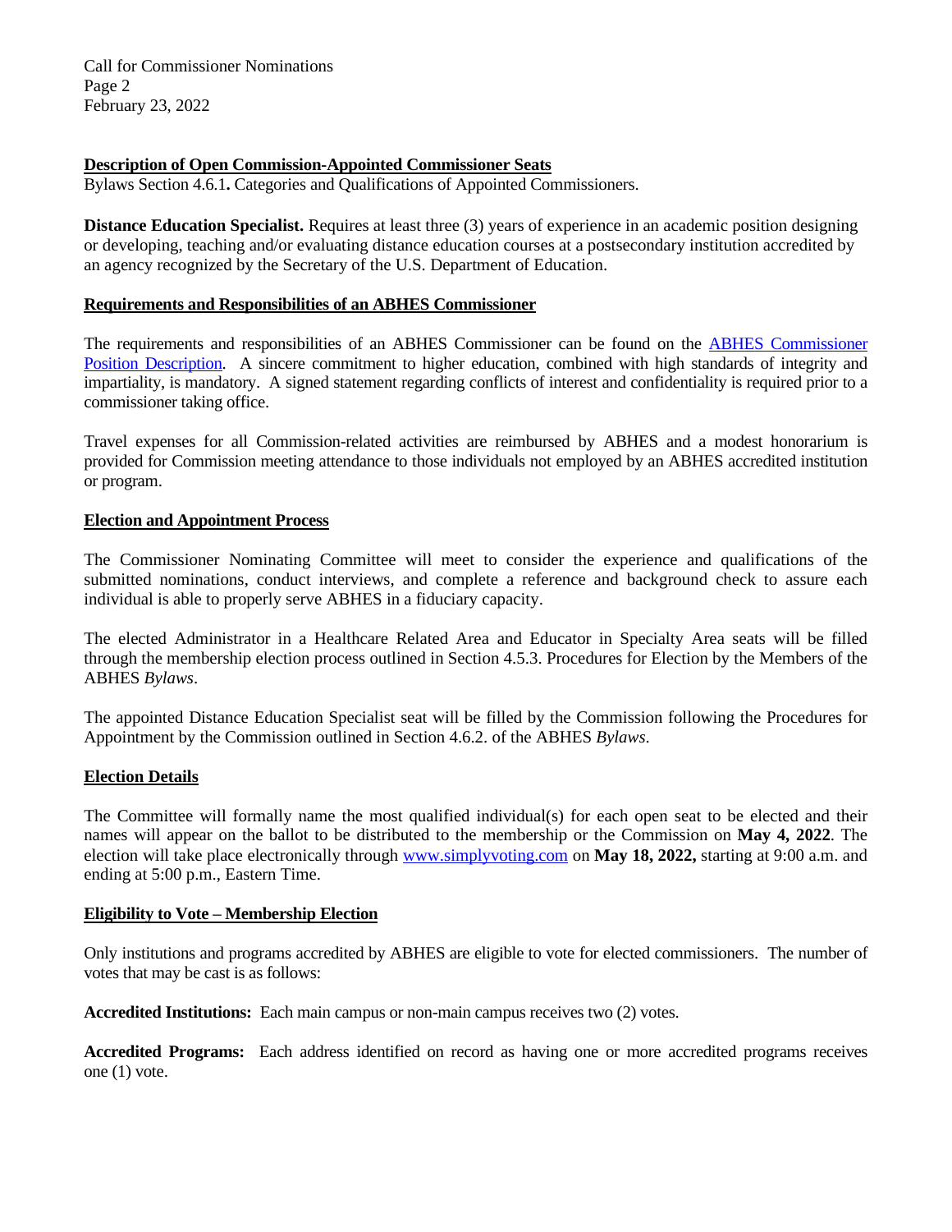**Description of Open Commission-Appointed Commissioner Seats**
Bylaws Section 4.6.1**.** Categories and Qualifications of Appointed Commissioners.

**Distance Education Specialist.** Requires at least three (3) years of experience in an academic position designing or developing, teaching and/or evaluating distance education courses at a postsecondary institution accredited by an agency recognized by the Secretary of the U.S. Department of Education.

**Requirements and Responsibilities of an ABHES Commissioner**

The requirements and responsibilities of an ABHES Commissioner can be found on the ABHES Commissioner Position Description. A sincere commitment to higher education, combined with high standards of integrity and impartiality, is mandatory. A signed statement regarding conflicts of interest and confidentiality is required prior to a commissioner taking office.

Travel expenses for all Commission-related activities are reimbursed by ABHES and a modest honorarium is provided for Commission meeting attendance to those individuals not employed by an ABHES accredited institution or program.

**Election and Appointment Process**

The Commissioner Nominating Committee will meet to consider the experience and qualifications of the submitted nominations, conduct interviews, and complete a reference and background check to assure each individual is able to properly serve ABHES in a fiduciary capacity.

The elected Administrator in a Healthcare Related Area and Educator in Specialty Area seats will be filled through the membership election process outlined in Section 4.5.3. Procedures for Election by the Members of the ABHES *Bylaws*.

The appointed Distance Education Specialist seat will be filled by the Commission following the Procedures for Appointment by the Commission outlined in Section 4.6.2. of the ABHES *Bylaws*.

**Election Details**

The Committee will formally name the most qualified individual(s) for each open seat to be elected and their names will appear on the ballot to be distributed to the membership or the Commission on **May 4, 2022**. The election will take place electronically through www.simplyvoting.com on **May 18, 2022,** starting at 9:00 a.m. and ending at 5:00 p.m., Eastern Time.

**Eligibility to Vote – Membership Election**

Only institutions and programs accredited by ABHES are eligible to vote for elected commissioners. The number of votes that may be cast is as follows:

**Accredited Institutions:** Each main campus or non-main campus receives two (2) votes.

**Accredited Programs:** Each address identified on record as having one or more accredited programs receives one (1) vote.